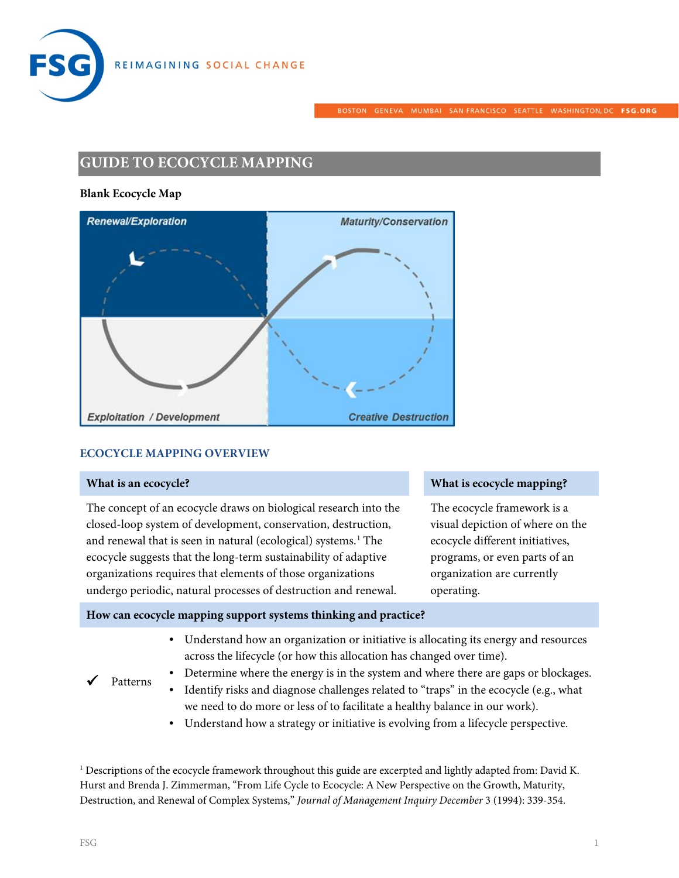# GUIDE TO ECOCYCLE MAPPING

**Blank Ecocycle Map**

Renewal/Exploration

Maturity/Conservation

Exploitation / Development

Creative Destruction

## ECOCYCLE MAPPING OVERVIEW

### What is an ecocycle?

The concept of an ecocycle draws on biological research into the closed-loop system of development, conservation, destruction, and renewal that is seen in natural (ecological) systems.[1] The ecocycle suggests that the long-term sustainability of adaptive organizations requires that elements of those organizations undergo periodic, natural processes of destruction and renewal.

### What is ecocycle mapping?

The ecocycle framework is a visual depiction of where on the ecocycle different initiatives, programs, or even parts of an organization are currently operating.

### How can ecocycle mapping support systems thinking and practice?

✓ Patterns

- Understand how an organization or initiative is allocating its energy and resources across the lifecycle (or how this allocation has changed over time).
- Determine where the energy is in the system and where there are gaps or blockages.
- Identify risks and diagnose challenges related to "traps" in the ecocycle (e.g., what we need to do more or less of to facilitate a healthy balance in our work).
- Understand how a strategy or initiative is evolving from a lifecycle perspective.

[1] Descriptions of the ecocycle framework throughout this guide are excerpted and lightly adapted from: David K. Hurst and Brenda J. Zimmerman, "From Life Cycle to Ecocycle: A New Perspective on the Growth, Maturity, Destruction, and Renewal of Complex Systems," *Journal of Management Inquiry December* 3 (1994): 339-354.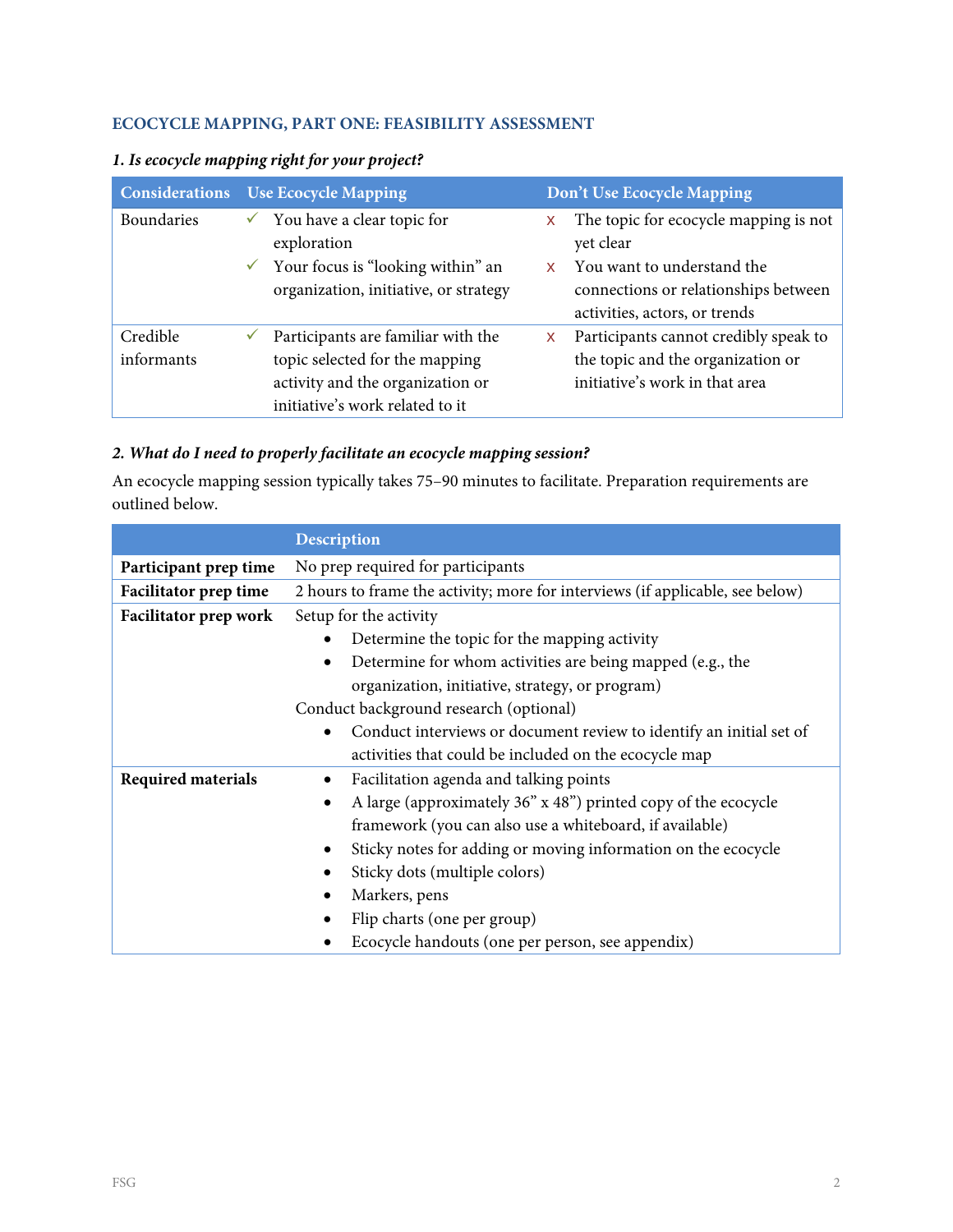## ECOCYCLE MAPPING, PART ONE: FEASIBILITY ASSESSMENT

### *1. Is ecocycle mapping right for your project?*

| Considerations | Use Ecocycle Mapping | Don't Use Ecocycle Mapping |
|---|---|---|
| Boundaries | ✓ You have a clear topic for exploration<br>✓ Your focus is "looking within" an organization, initiative, or strategy | x The topic for ecocycle mapping is not yet clear<br>x You want to understand the connections or relationships between activities, actors, or trends |
| Credible informants | ✓ Participants are familiar with the topic selected for the mapping activity and the organization or initiative's work related to it | x Participants cannot credibly speak to the topic and the organization or initiative's work in that area |

### *2. What do I need to properly facilitate an ecocycle mapping session?*

An ecocycle mapping session typically takes 75–90 minutes to facilitate. Preparation requirements are outlined below.

| | Description |
|---|---|
| **Participant prep time** | No prep required for participants |
| **Facilitator prep time** | 2 hours to frame the activity; more for interviews (if applicable, see below) |
| **Facilitator prep work** | Setup for the activity<br>• Determine the topic for the mapping activity<br>• Determine for whom activities are being mapped (e.g., the organization, initiative, strategy, or program)<br>Conduct background research (optional)<br>• Conduct interviews or document review to identify an initial set of activities that could be included on the ecocycle map |
| **Required materials** | • Facilitation agenda and talking points<br>• A large (approximately 36" x 48") printed copy of the ecocycle framework (you can also use a whiteboard, if available)<br>• Sticky notes for adding or moving information on the ecocycle<br>• Sticky dots (multiple colors)<br>• Markers, pens<br>• Flip charts (one per group)<br>• Ecocycle handouts (one per person, see appendix) |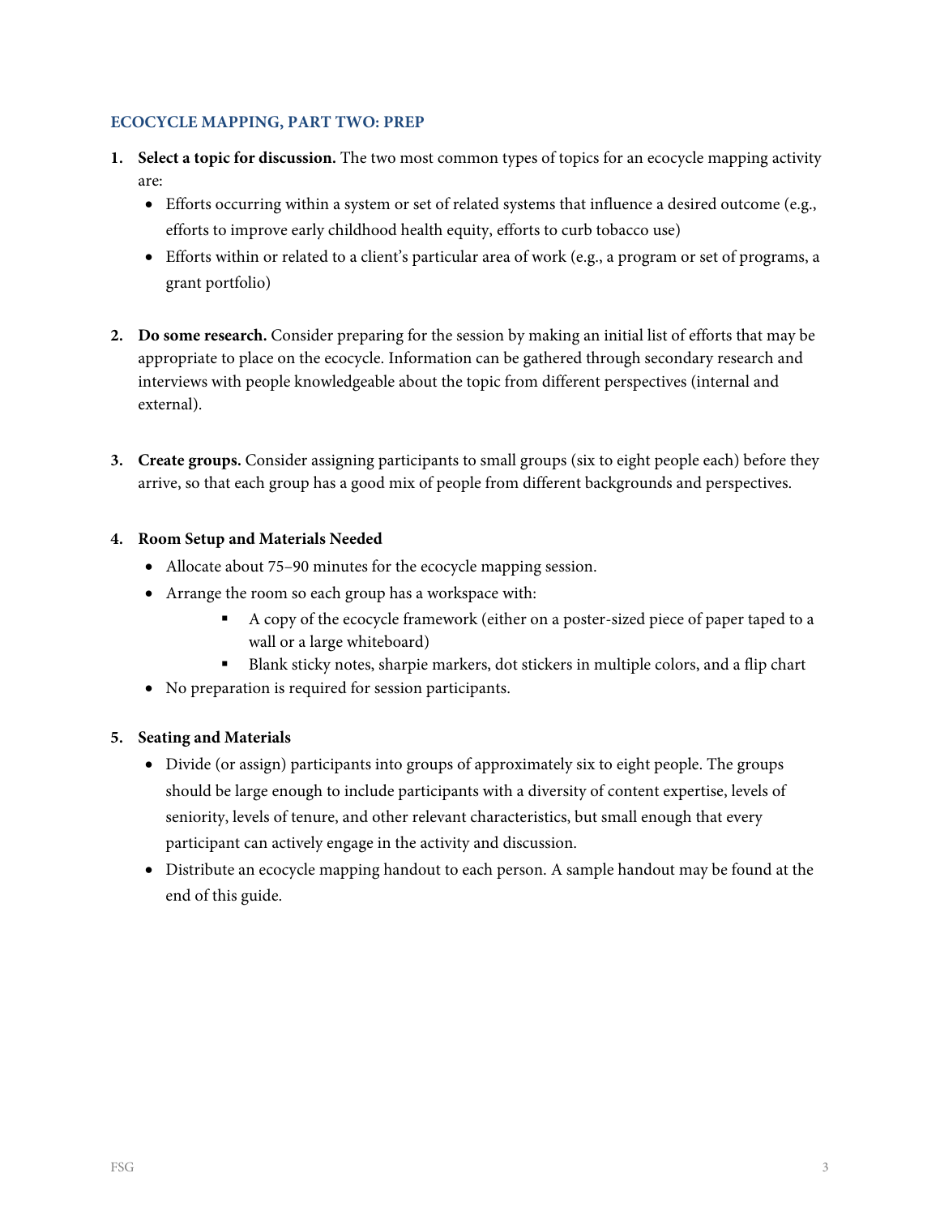## ECOCYCLE MAPPING, PART TWO: PREP

1. **Select a topic for discussion.** The two most common types of topics for an ecocycle mapping activity are:
   - Efforts occurring within a system or set of related systems that influence a desired outcome (e.g., efforts to improve early childhood health equity, efforts to curb tobacco use)
   - Efforts within or related to a client's particular area of work (e.g., a program or set of programs, a grant portfolio)

2. **Do some research.** Consider preparing for the session by making an initial list of efforts that may be appropriate to place on the ecocycle. Information can be gathered through secondary research and interviews with people knowledgeable about the topic from different perspectives (internal and external).

3. **Create groups.** Consider assigning participants to small groups (six to eight people each) before they arrive, so that each group has a good mix of people from different backgrounds and perspectives.

4. **Room Setup and Materials Needed**
   - Allocate about 75–90 minutes for the ecocycle mapping session.
   - Arrange the room so each group has a workspace with:
     - A copy of the ecocycle framework (either on a poster-sized piece of paper taped to a wall or a large whiteboard)
     - Blank sticky notes, sharpie markers, dot stickers in multiple colors, and a flip chart
   - No preparation is required for session participants.

5. **Seating and Materials**
   - Divide (or assign) participants into groups of approximately six to eight people. The groups should be large enough to include participants with a diversity of content expertise, levels of seniority, levels of tenure, and other relevant characteristics, but small enough that every participant can actively engage in the activity and discussion.
   - Distribute an ecocycle mapping handout to each person. A sample handout may be found at the end of this guide.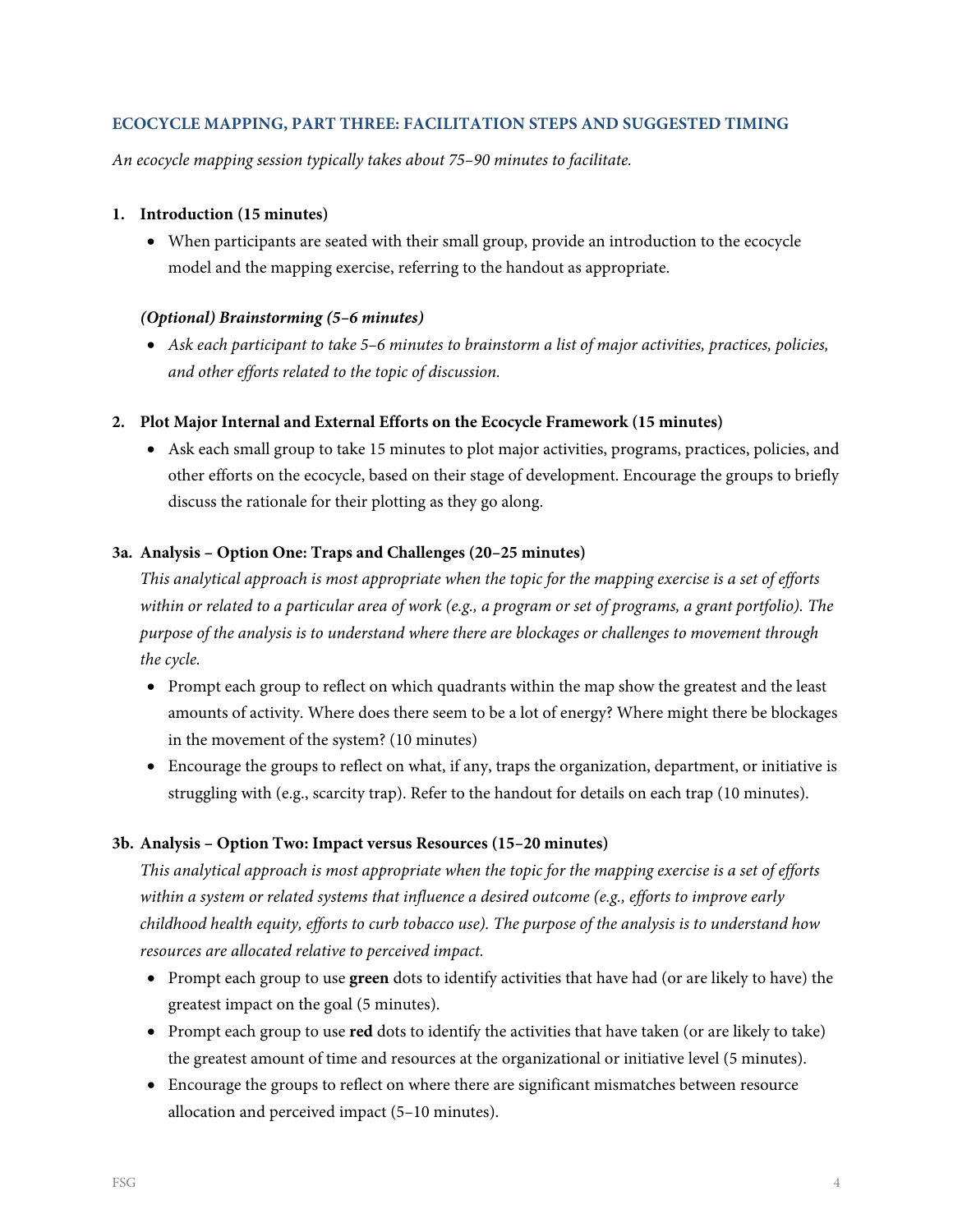## ECOCYCLE MAPPING, PART THREE: FACILITATION STEPS AND SUGGESTED TIMING

*An ecocycle mapping session typically takes about 75–90 minutes to facilitate.*

1. **Introduction (15 minutes)**
   - When participants are seated with their small group, provide an introduction to the ecocycle model and the mapping exercise, referring to the handout as appropriate.

   ***(Optional) Brainstorming (5–6 minutes)***
   - *Ask each participant to take 5–6 minutes to brainstorm a list of major activities, practices, policies, and other efforts related to the topic of discussion.*

2. **Plot Major Internal and External Efforts on the Ecocycle Framework (15 minutes)**
   - Ask each small group to take 15 minutes to plot major activities, programs, practices, policies, and other efforts on the ecocycle, based on their stage of development. Encourage the groups to briefly discuss the rationale for their plotting as they go along.

**3a. Analysis – Option One: Traps and Challenges (20–25 minutes)**

*This analytical approach is most appropriate when the topic for the mapping exercise is a set of efforts within or related to a particular area of work (e.g., a program or set of programs, a grant portfolio). The purpose of the analysis is to understand where there are blockages or challenges to movement through the cycle.*

- Prompt each group to reflect on which quadrants within the map show the greatest and the least amounts of activity. Where does there seem to be a lot of energy? Where might there be blockages in the movement of the system? (10 minutes)
- Encourage the groups to reflect on what, if any, traps the organization, department, or initiative is struggling with (e.g., scarcity trap). Refer to the handout for details on each trap (10 minutes).

**3b. Analysis – Option Two: Impact versus Resources (15–20 minutes)**

*This analytical approach is most appropriate when the topic for the mapping exercise is a set of efforts within a system or related systems that influence a desired outcome (e.g., efforts to improve early childhood health equity, efforts to curb tobacco use). The purpose of the analysis is to understand how resources are allocated relative to perceived impact.*

- Prompt each group to use **green** dots to identify activities that have had (or are likely to have) the greatest impact on the goal (5 minutes).
- Prompt each group to use **red** dots to identify the activities that have taken (or are likely to take) the greatest amount of time and resources at the organizational or initiative level (5 minutes).
- Encourage the groups to reflect on where there are significant mismatches between resource allocation and perceived impact (5–10 minutes).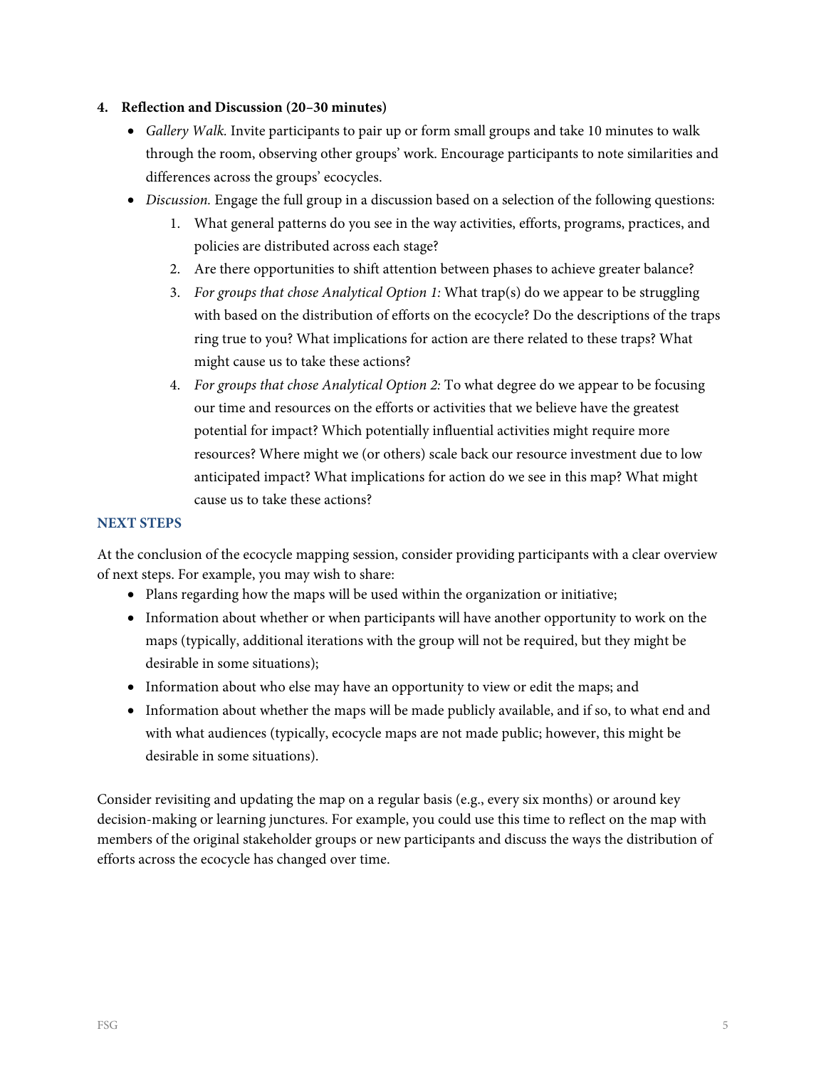4. **Reflection and Discussion (20–30 minutes)**
   - *Gallery Walk.* Invite participants to pair up or form small groups and take 10 minutes to walk through the room, observing other groups' work. Encourage participants to note similarities and differences across the groups' ecocycles.
   - *Discussion.* Engage the full group in a discussion based on a selection of the following questions:
     1. What general patterns do you see in the way activities, efforts, programs, practices, and policies are distributed across each stage?
     2. Are there opportunities to shift attention between phases to achieve greater balance?
     3. *For groups that chose Analytical Option 1:* What trap(s) do we appear to be struggling with based on the distribution of efforts on the ecocycle? Do the descriptions of the traps ring true to you? What implications for action are there related to these traps? What might cause us to take these actions?
     4. *For groups that chose Analytical Option 2:* To what degree do we appear to be focusing our time and resources on the efforts or activities that we believe have the greatest potential for impact? Which potentially influential activities might require more resources? Where might we (or others) scale back our resource investment due to low anticipated impact? What implications for action do we see in this map? What might cause us to take these actions?

## NEXT STEPS

At the conclusion of the ecocycle mapping session, consider providing participants with a clear overview of next steps. For example, you may wish to share:

- Plans regarding how the maps will be used within the organization or initiative;
- Information about whether or when participants will have another opportunity to work on the maps (typically, additional iterations with the group will not be required, but they might be desirable in some situations);
- Information about who else may have an opportunity to view or edit the maps; and
- Information about whether the maps will be made publicly available, and if so, to what end and with what audiences (typically, ecocycle maps are not made public; however, this might be desirable in some situations).

Consider revisiting and updating the map on a regular basis (e.g., every six months) or around key decision-making or learning junctures. For example, you could use this time to reflect on the map with members of the original stakeholder groups or new participants and discuss the ways the distribution of efforts across the ecocycle has changed over time.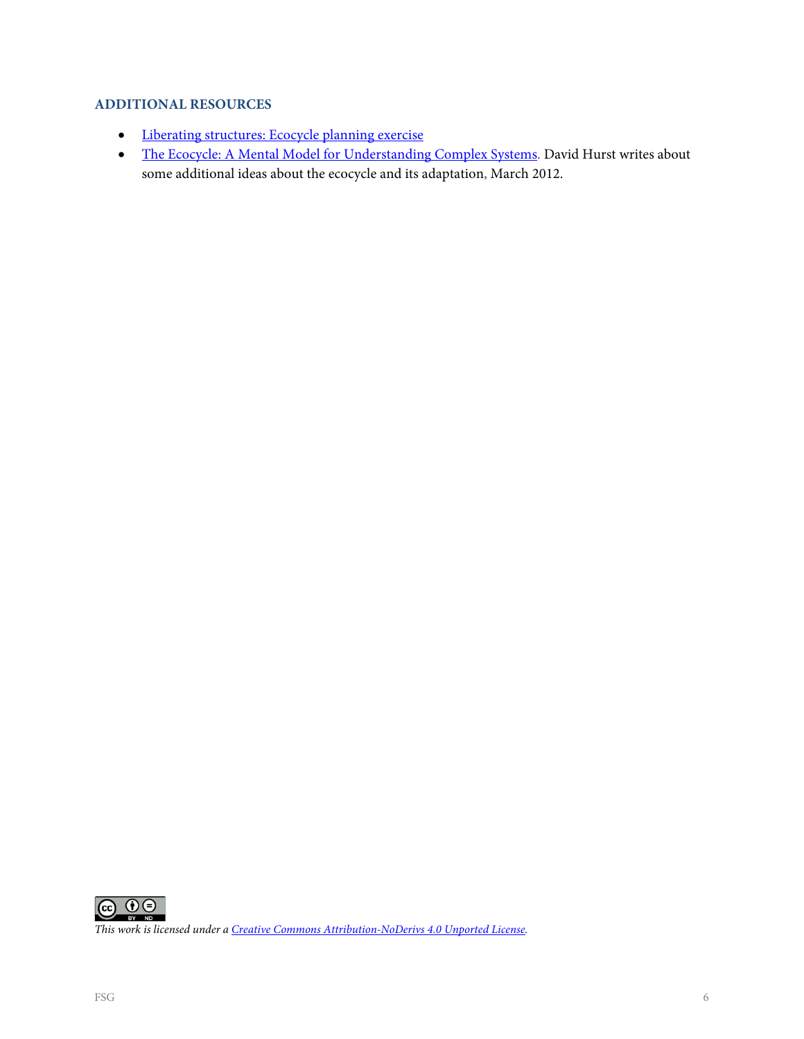## ADDITIONAL RESOURCES

- Liberating structures: Ecocycle planning exercise
- The Ecocycle: A Mental Model for Understanding Complex Systems. David Hurst writes about some additional ideas about the ecocycle and its adaptation, March 2012.

*This work is licensed under a Creative Commons Attribution-NoDerivs 4.0 Unported License.*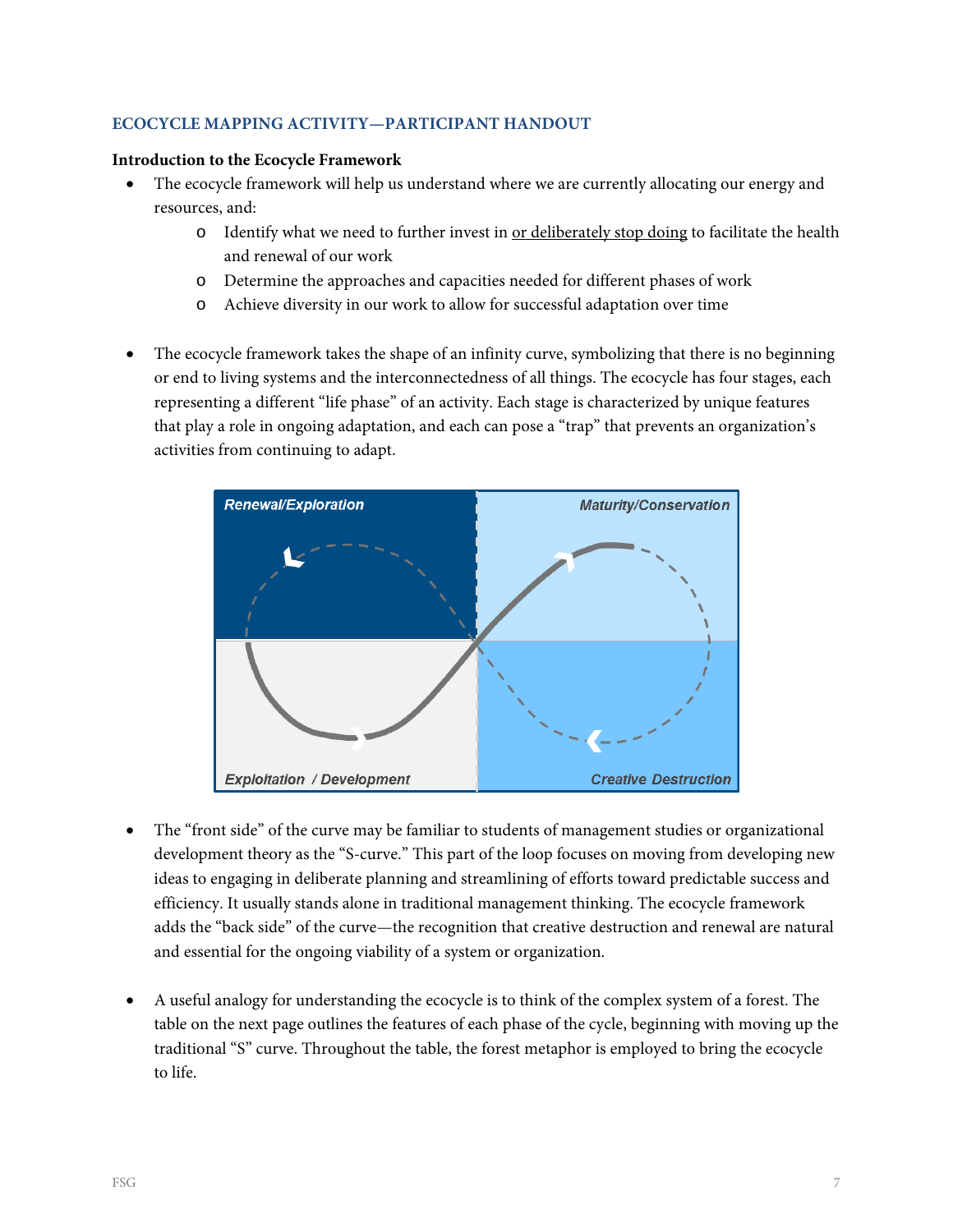### ECOCYCLE MAPPING ACTIVITY—PARTICIPANT HANDOUT

**Introduction to the Ecocycle Framework**

- The ecocycle framework will help us understand where we are currently allocating our energy and resources, and:
  - Identify what we need to further invest in <u>or deliberately stop doing</u> to facilitate the health and renewal of our work
  - Determine the approaches and capacities needed for different phases of work
  - Achieve diversity in our work to allow for successful adaptation over time

- The ecocycle framework takes the shape of an infinity curve, symbolizing that there is no beginning or end to living systems and the interconnectedness of all things. The ecocycle has four stages, each representing a different "life phase" of an activity. Each stage is characterized by unique features that play a role in ongoing adaptation, and each can pose a "trap" that prevents an organization's activities from continuing to adapt.

*Renewal/Exploration* | *Maturity/Conservation* | *Exploitation / Development* | *Creative Destruction*

- The "front side" of the curve may be familiar to students of management studies or organizational development theory as the "S-curve." This part of the loop focuses on moving from developing new ideas to engaging in deliberate planning and streamlining of efforts toward predictable success and efficiency. It usually stands alone in traditional management thinking. The ecocycle framework adds the "back side" of the curve—the recognition that creative destruction and renewal are natural and essential for the ongoing viability of a system or organization.

- A useful analogy for understanding the ecocycle is to think of the complex system of a forest. The table on the next page outlines the features of each phase of the cycle, beginning with moving up the traditional "S" curve. Throughout the table, the forest metaphor is employed to bring the ecocycle to life.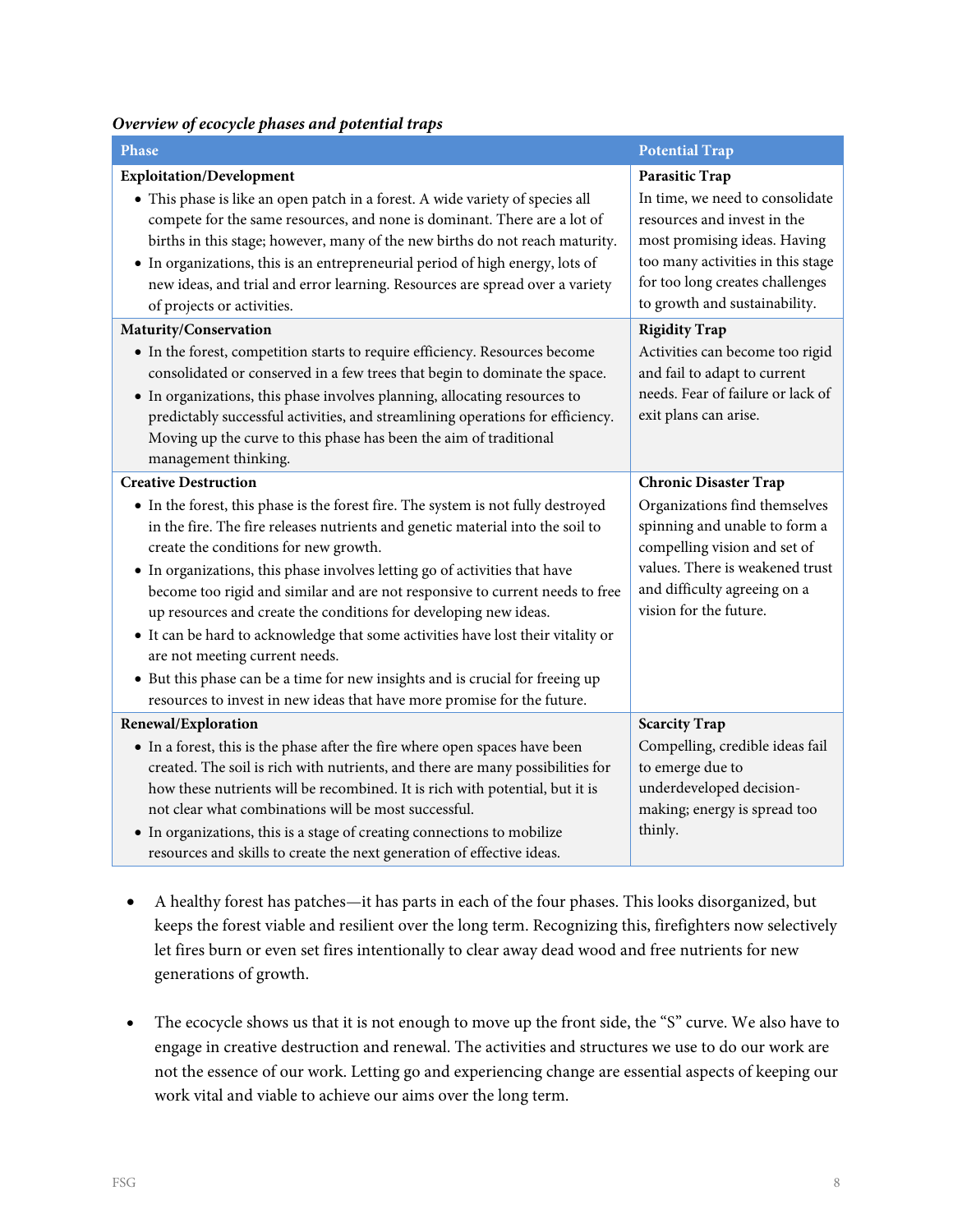*Overview of ecocycle phases and potential traps*

| Phase | Potential Trap |
|---|---|
| **Exploitation/Development**<br>• This phase is like an open patch in a forest. A wide variety of species all compete for the same resources, and none is dominant. There are a lot of births in this stage; however, many of the new births do not reach maturity.<br>• In organizations, this is an entrepreneurial period of high energy, lots of new ideas, and trial and error learning. Resources are spread over a variety of projects or activities. | **Parasitic Trap**<br>In time, we need to consolidate resources and invest in the most promising ideas. Having too many activities in this stage for too long creates challenges to growth and sustainability. |
| **Maturity/Conservation**<br>• In the forest, competition starts to require efficiency. Resources become consolidated or conserved in a few trees that begin to dominate the space.<br>• In organizations, this phase involves planning, allocating resources to predictably successful activities, and streamlining operations for efficiency. Moving up the curve to this phase has been the aim of traditional management thinking. | **Rigidity Trap**<br>Activities can become too rigid and fail to adapt to current needs. Fear of failure or lack of exit plans can arise. |
| **Creative Destruction**<br>• In the forest, this phase is the forest fire. The system is not fully destroyed in the fire. The fire releases nutrients and genetic material into the soil to create the conditions for new growth.<br>• In organizations, this phase involves letting go of activities that have become too rigid and similar and are not responsive to current needs to free up resources and create the conditions for developing new ideas.<br>• It can be hard to acknowledge that some activities have lost their vitality or are not meeting current needs.<br>• But this phase can be a time for new insights and is crucial for freeing up resources to invest in new ideas that have more promise for the future. | **Chronic Disaster Trap**<br>Organizations find themselves spinning and unable to form a compelling vision and set of values. There is weakened trust and difficulty agreeing on a vision for the future. |
| **Renewal/Exploration**<br>• In a forest, this is the phase after the fire where open spaces have been created. The soil is rich with nutrients, and there are many possibilities for how these nutrients will be recombined. It is rich with potential, but it is not clear what combinations will be most successful.<br>• In organizations, this is a stage of creating connections to mobilize resources and skills to create the next generation of effective ideas. | **Scarcity Trap**<br>Compelling, credible ideas fail to emerge due to underdeveloped decision-making; energy is spread too thinly. |

- A healthy forest has patches—it has parts in each of the four phases. This looks disorganized, but keeps the forest viable and resilient over the long term. Recognizing this, firefighters now selectively let fires burn or even set fires intentionally to clear away dead wood and free nutrients for new generations of growth.

- The ecocycle shows us that it is not enough to move up the front side, the "S" curve. We also have to engage in creative destruction and renewal. The activities and structures we use to do our work are not the essence of our work. Letting go and experiencing change are essential aspects of keeping our work vital and viable to achieve our aims over the long term.